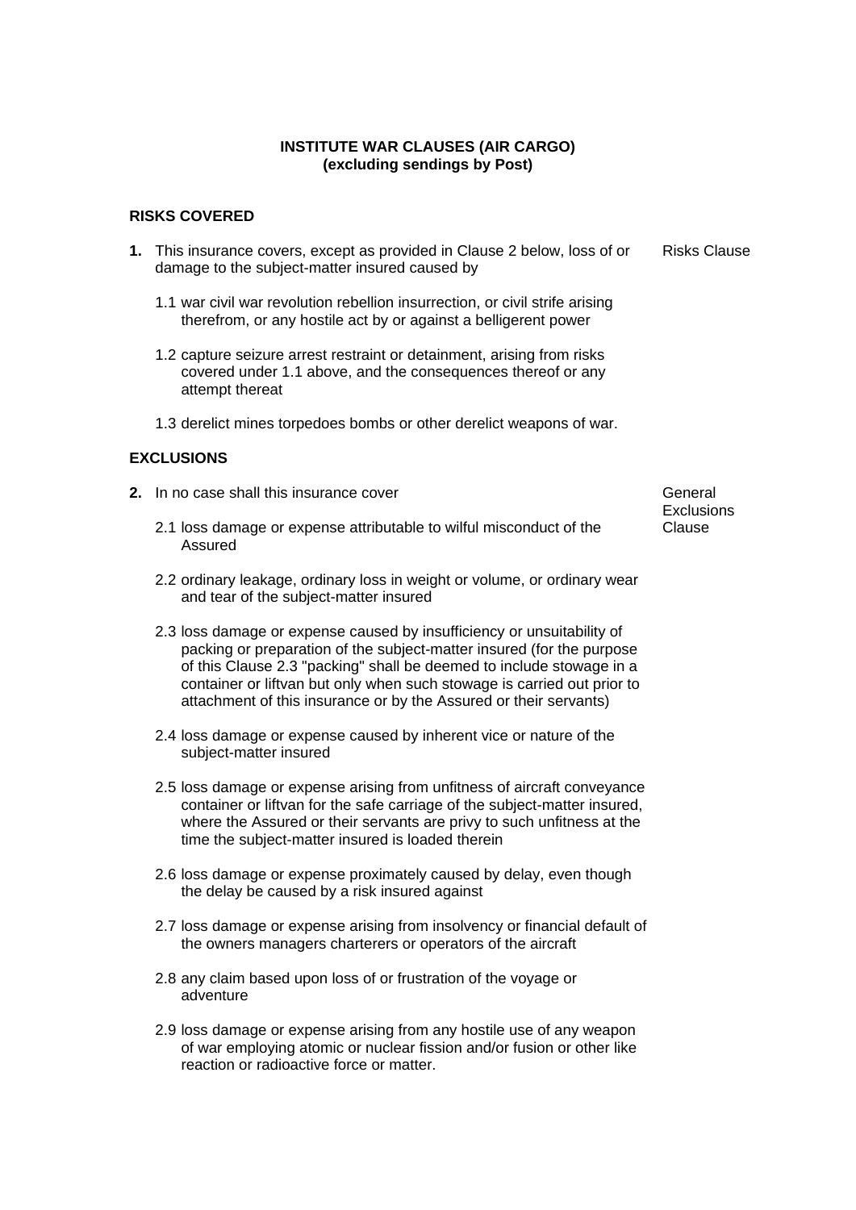# INSTITUTE WAR CLAUSES (AIR CARGO)
## (excluding sendings by Post)

### RISKS COVERED

**1.** This insurance covers, except as provided in Clause 2 below, loss of or damage to the subject-matter insured caused by — *Risks Clause*

1.1 war civil war revolution rebellion insurrection, or civil strife arising therefrom, or any hostile act by or against a belligerent power

1.2 capture seizure arrest restraint or detainment, arising from risks covered under 1.1 above, and the consequences thereof or any attempt thereat

1.3 derelict mines torpedoes bombs or other derelict weapons of war.

### EXCLUSIONS

**2.** In no case shall this insurance cover — *General Exclusions Clause*

2.1 loss damage or expense attributable to wilful misconduct of the Assured

2.2 ordinary leakage, ordinary loss in weight or volume, or ordinary wear and tear of the subject-matter insured

2.3 loss damage or expense caused by insufficiency or unsuitability of packing or preparation of the subject-matter insured (for the purpose of this Clause 2.3 "packing" shall be deemed to include stowage in a container or liftvan but only when such stowage is carried out prior to attachment of this insurance or by the Assured or their servants)

2.4 loss damage or expense caused by inherent vice or nature of the subject-matter insured

2.5 loss damage or expense arising from unfitness of aircraft conveyance container or liftvan for the safe carriage of the subject-matter insured, where the Assured or their servants are privy to such unfitness at the time the subject-matter insured is loaded therein

2.6 loss damage or expense proximately caused by delay, even though the delay be caused by a risk insured against

2.7 loss damage or expense arising from insolvency or financial default of the owners managers charterers or operators of the aircraft

2.8 any claim based upon loss of or frustration of the voyage or adventure

2.9 loss damage or expense arising from any hostile use of any weapon of war employing atomic or nuclear fission and/or fusion or other like reaction or radioactive force or matter.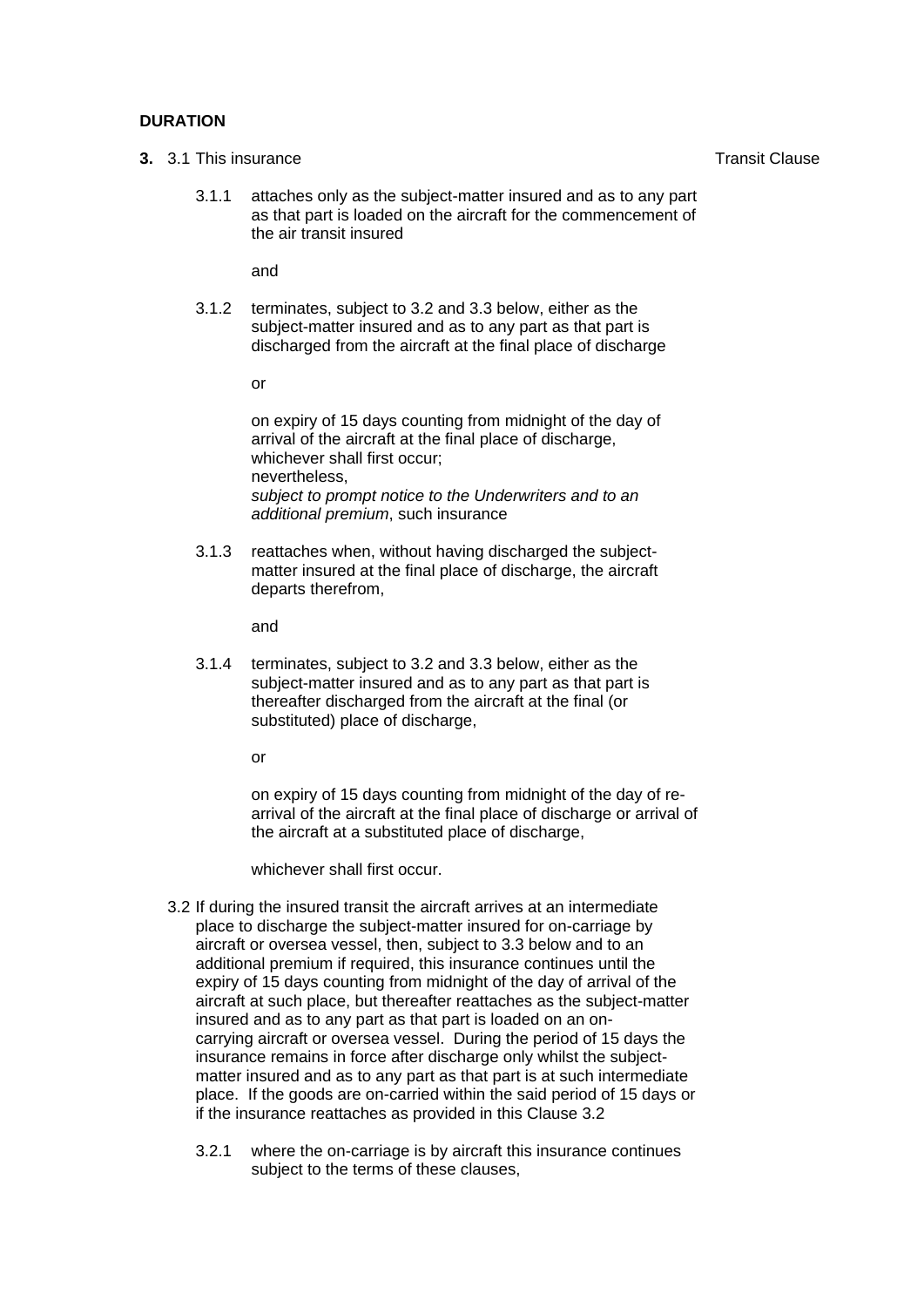**DURATION**

**3.** 3.1 This insurance — Transit Clause

3.1.1 attaches only as the subject-matter insured and as to any part as that part is loaded on the aircraft for the commencement of the air transit insured

and

3.1.2 terminates, subject to 3.2 and 3.3 below, either as the subject-matter insured and as to any part as that part is discharged from the aircraft at the final place of discharge

or

on expiry of 15 days counting from midnight of the day of arrival of the aircraft at the final place of discharge, whichever shall first occur;
nevertheless,
*subject to prompt notice to the Underwriters and to an additional premium*, such insurance

3.1.3 reattaches when, without having discharged the subject-matter insured at the final place of discharge, the aircraft departs therefrom,

and

3.1.4 terminates, subject to 3.2 and 3.3 below, either as the subject-matter insured and as to any part as that part is thereafter discharged from the aircraft at the final (or substituted) place of discharge,

or

on expiry of 15 days counting from midnight of the day of re-arrival of the aircraft at the final place of discharge or arrival of the aircraft at a substituted place of discharge,

whichever shall first occur.

3.2 If during the insured transit the aircraft arrives at an intermediate place to discharge the subject-matter insured for on-carriage by aircraft or oversea vessel, then, subject to 3.3 below and to an additional premium if required, this insurance continues until the expiry of 15 days counting from midnight of the day of arrival of the aircraft at such place, but thereafter reattaches as the subject-matter insured and as to any part as that part is loaded on an on-carrying aircraft or oversea vessel. During the period of 15 days the insurance remains in force after discharge only whilst the subject-matter insured and as to any part as that part is at such intermediate place. If the goods are on-carried within the said period of 15 days or if the insurance reattaches as provided in this Clause 3.2

3.2.1 where the on-carriage is by aircraft this insurance continues subject to the terms of these clauses,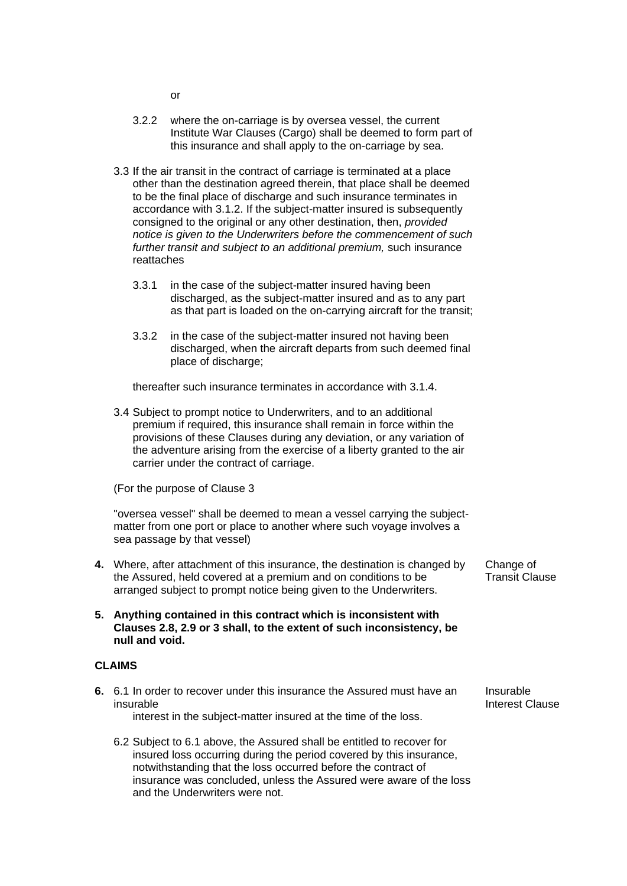or

3.2.2 where the on-carriage is by oversea vessel, the current Institute War Clauses (Cargo) shall be deemed to form part of this insurance and shall apply to the on-carriage by sea.

3.3 If the air transit in the contract of carriage is terminated at a place other than the destination agreed therein, that place shall be deemed to be the final place of discharge and such insurance terminates in accordance with 3.1.2. If the subject-matter insured is subsequently consigned to the original or any other destination, then, *provided notice is given to the Underwriters before the commencement of such further transit and subject to an additional premium,* such insurance reattaches

3.3.1 in the case of the subject-matter insured having been discharged, as the subject-matter insured and as to any part as that part is loaded on the on-carrying aircraft for the transit;

3.3.2 in the case of the subject-matter insured not having been discharged, when the aircraft departs from such deemed final place of discharge;

thereafter such insurance terminates in accordance with 3.1.4.

3.4 Subject to prompt notice to Underwriters, and to an additional premium if required, this insurance shall remain in force within the provisions of these Clauses during any deviation, or any variation of the adventure arising from the exercise of a liberty granted to the air carrier under the contract of carriage.

(For the purpose of Clause 3

"oversea vessel" shall be deemed to mean a vessel carrying the subject-matter from one port or place to another where such voyage involves a sea passage by that vessel)

**4.** Where, after attachment of this insurance, the destination is changed by the Assured, held covered at a premium and on conditions to be arranged subject to prompt notice being given to the Underwriters. — Change of Transit Clause

**5. Anything contained in this contract which is inconsistent with Clauses 2.8, 2.9 or 3 shall, to the extent of such inconsistency, be null and void.**

## CLAIMS

**6.** 6.1 In order to recover under this insurance the Assured must have an insurable interest in the subject-matter insured at the time of the loss. — Insurable Interest Clause

6.2 Subject to 6.1 above, the Assured shall be entitled to recover for insured loss occurring during the period covered by this insurance, notwithstanding that the loss occurred before the contract of insurance was concluded, unless the Assured were aware of the loss and the Underwriters were not.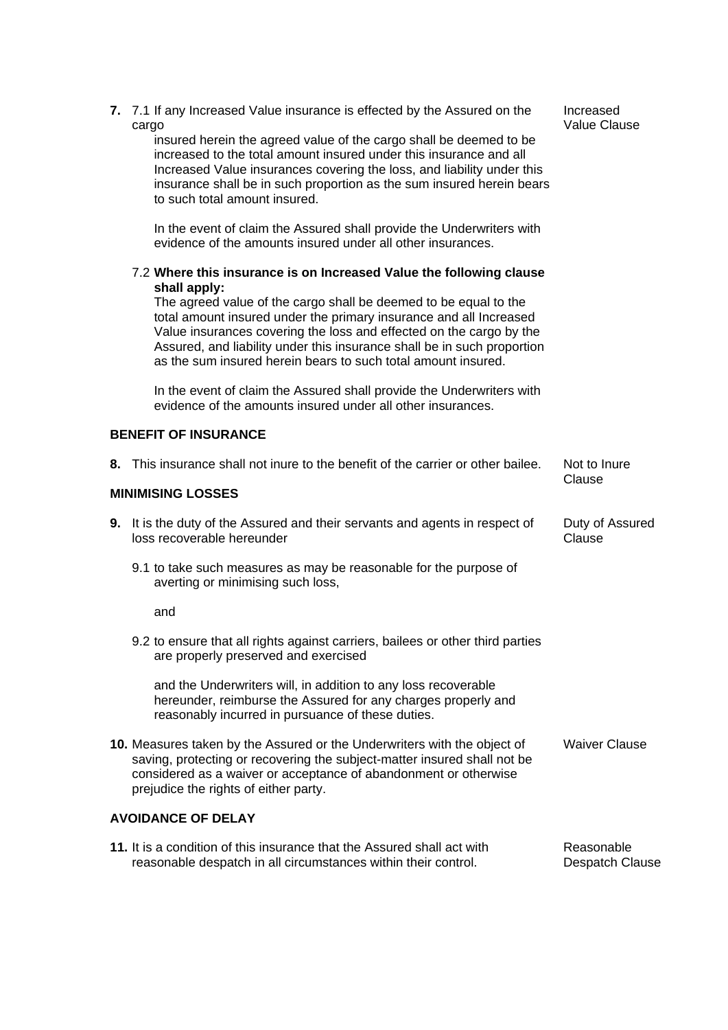**7.** 7.1 If any Increased Value insurance is effected by the Assured on the cargo insured herein the agreed value of the cargo shall be deemed to be increased to the total amount insured under this insurance and all Increased Value insurances covering the loss, and liability under this insurance shall be in such proportion as the sum insured herein bears to such total amount insured. — *Increased Value Clause*

In the event of claim the Assured shall provide the Underwriters with evidence of the amounts insured under all other insurances.

7.2 **Where this insurance is on Increased Value the following clause shall apply:**
The agreed value of the cargo shall be deemed to be equal to the total amount insured under the primary insurance and all Increased Value insurances covering the loss and effected on the cargo by the Assured, and liability under this insurance shall be in such proportion as the sum insured herein bears to such total amount insured.

In the event of claim the Assured shall provide the Underwriters with evidence of the amounts insured under all other insurances.

**BENEFIT OF INSURANCE**

**8.** This insurance shall not inure to the benefit of the carrier or other bailee. — *Not to Inure Clause*

**MINIMISING LOSSES**

**9.** It is the duty of the Assured and their servants and agents in respect of loss recoverable hereunder — *Duty of Assured Clause*

9.1 to take such measures as may be reasonable for the purpose of averting or minimising such loss,

and

9.2 to ensure that all rights against carriers, bailees or other third parties are properly preserved and exercised

and the Underwriters will, in addition to any loss recoverable hereunder, reimburse the Assured for any charges properly and reasonably incurred in pursuance of these duties.

**10.** Measures taken by the Assured or the Underwriters with the object of saving, protecting or recovering the subject-matter insured shall not be considered as a waiver or acceptance of abandonment or otherwise prejudice the rights of either party. — *Waiver Clause*

**AVOIDANCE OF DELAY**

**11.** It is a condition of this insurance that the Assured shall act with reasonable despatch in all circumstances within their control. — *Reasonable Despatch Clause*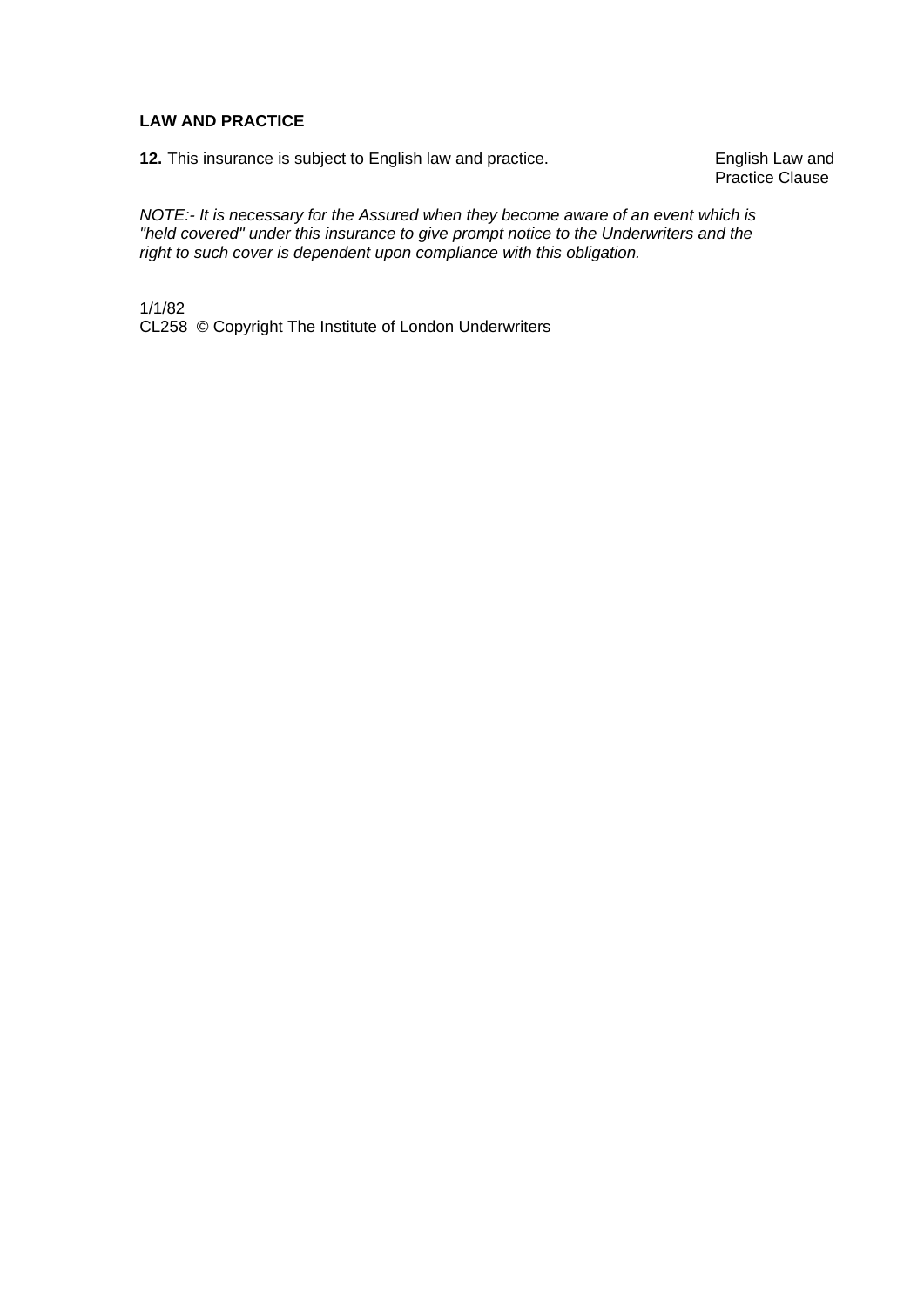**LAW AND PRACTICE**

**12.** This insurance is subject to English law and practice. English Law and Practice Clause

*NOTE:- It is necessary for the Assured when they become aware of an event which is "held covered" under this insurance to give prompt notice to the Underwriters and the right to such cover is dependent upon compliance with this obligation.*

1/1/82
CL258 © Copyright The Institute of London Underwriters